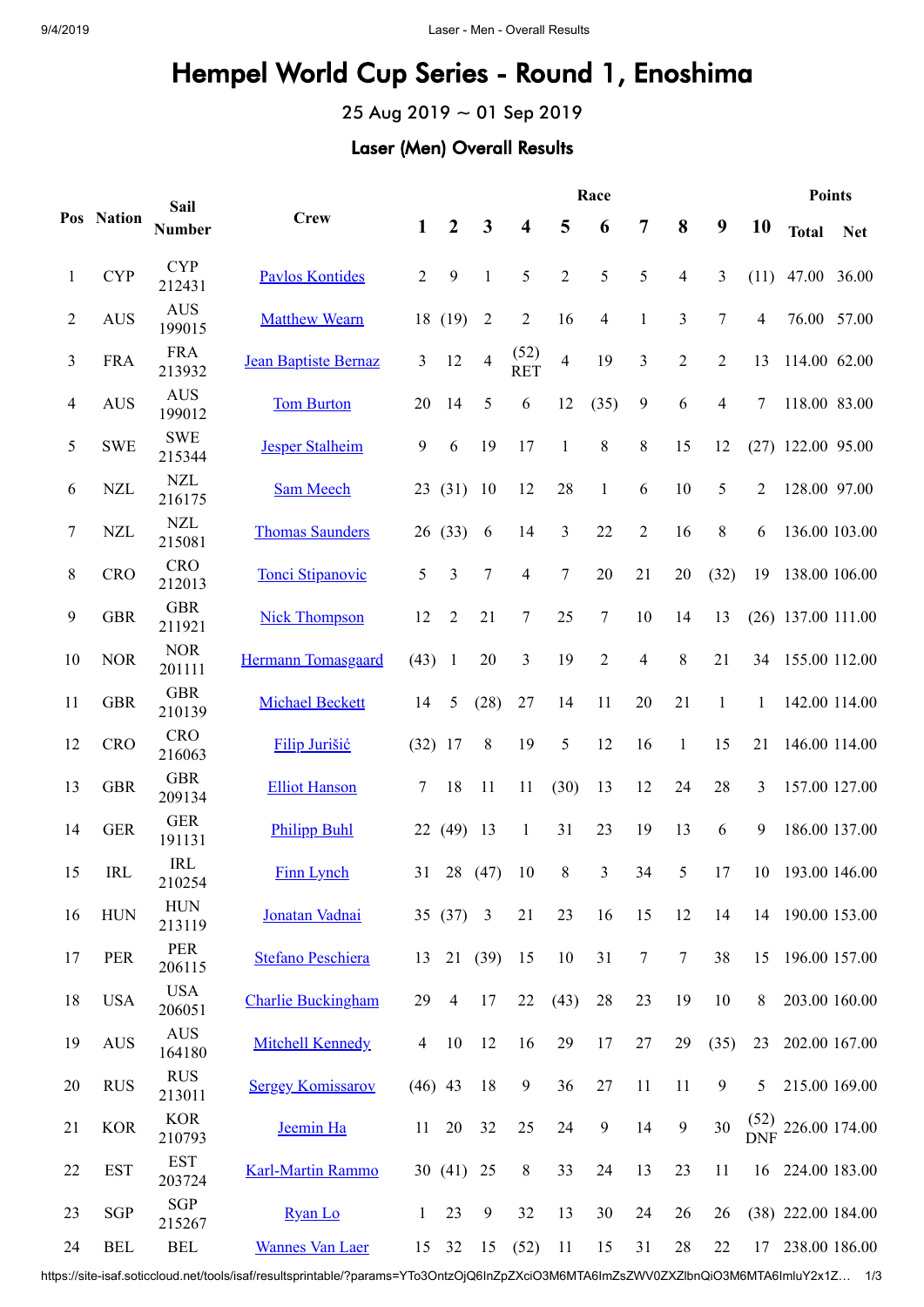# Hempel World Cup Series - Round 1, Enoshima

25 Aug 2019 ~ 01 Sep 2019

## Laser (Men) Overall Results

| Pos | Nation | Sail Number | Crew | Race | | | | | | | | | | Points | |
|---|---|---|---|---|---|---|---|---|---|---|---|---|---|---|---|
| | | | | 1 | 2 | 3 | 4 | 5 | 6 | 7 | 8 | 9 | 10 | Total | Net |
| 1 | CYP | CYP 212431 | Pavlos Kontides | 2 | 9 | 1 | 5 | 2 | 5 | 5 | 4 | 3 | (11) | 47.00 | 36.00 |
| 2 | AUS | AUS 199015 | Matthew Wearn | 18 | (19) | 2 | 2 | 16 | 4 | 1 | 3 | 7 | 4 | 76.00 | 57.00 |
| 3 | FRA | FRA 213932 | Jean Baptiste Bernaz | 3 | 12 | 4 | (52) RET | 4 | 19 | 3 | 2 | 2 | 13 | 114.00 | 62.00 |
| 4 | AUS | AUS 199012 | Tom Burton | 20 | 14 | 5 | 6 | 12 | (35) | 9 | 6 | 4 | 7 | 118.00 | 83.00 |
| 5 | SWE | SWE 215344 | Jesper Stalheim | 9 | 6 | 19 | 17 | 1 | 8 | 8 | 15 | 12 | (27) | 122.00 | 95.00 |
| 6 | NZL | NZL 216175 | Sam Meech | 23 | (31) | 10 | 12 | 28 | 1 | 6 | 10 | 5 | 2 | 128.00 | 97.00 |
| 7 | NZL | NZL 215081 | Thomas Saunders | 26 | (33) | 6 | 14 | 3 | 22 | 2 | 16 | 8 | 6 | 136.00 | 103.00 |
| 8 | CRO | CRO 212013 | Tonci Stipanovic | 5 | 3 | 7 | 4 | 7 | 20 | 21 | 20 | (32) | 19 | 138.00 | 106.00 |
| 9 | GBR | GBR 211921 | Nick Thompson | 12 | 2 | 21 | 7 | 25 | 7 | 10 | 14 | 13 | (26) | 137.00 | 111.00 |
| 10 | NOR | NOR 201111 | Hermann Tomasgaard | (43) | 1 | 20 | 3 | 19 | 2 | 4 | 8 | 21 | 34 | 155.00 | 112.00 |
| 11 | GBR | GBR 210139 | Michael Beckett | 14 | 5 | (28) | 27 | 14 | 11 | 20 | 21 | 1 | 1 | 142.00 | 114.00 |
| 12 | CRO | CRO 216063 | Filip Jurišić | (32) | 17 | 8 | 19 | 5 | 12 | 16 | 1 | 15 | 21 | 146.00 | 114.00 |
| 13 | GBR | GBR 209134 | Elliot Hanson | 7 | 18 | 11 | 11 | (30) | 13 | 12 | 24 | 28 | 3 | 157.00 | 127.00 |
| 14 | GER | GER 191131 | Philipp Buhl | 22 | (49) | 13 | 1 | 31 | 23 | 19 | 13 | 6 | 9 | 186.00 | 137.00 |
| 15 | IRL | IRL 210254 | Finn Lynch | 31 | 28 | (47) | 10 | 8 | 3 | 34 | 5 | 17 | 10 | 193.00 | 146.00 |
| 16 | HUN | HUN 213119 | Jonatan Vadnai | 35 | (37) | 3 | 21 | 23 | 16 | 15 | 12 | 14 | 14 | 190.00 | 153.00 |
| 17 | PER | PER 206115 | Stefano Peschiera | 13 | 21 | (39) | 15 | 10 | 31 | 7 | 7 | 38 | 15 | 196.00 | 157.00 |
| 18 | USA | USA 206051 | Charlie Buckingham | 29 | 4 | 17 | 22 | (43) | 28 | 23 | 19 | 10 | 8 | 203.00 | 160.00 |
| 19 | AUS | AUS 164180 | Mitchell Kennedy | 4 | 10 | 12 | 16 | 29 | 17 | 27 | 29 | (35) | 23 | 202.00 | 167.00 |
| 20 | RUS | RUS 213011 | Sergey Komissarov | (46) | 43 | 18 | 9 | 36 | 27 | 11 | 11 | 9 | 5 | 215.00 | 169.00 |
| 21 | KOR | KOR 210793 | Jeemin Ha | 11 | 20 | 32 | 25 | 24 | 9 | 14 | 9 | 30 | (52) DNF | 226.00 | 174.00 |
| 22 | EST | EST 203724 | Karl-Martin Rammo | 30 | (41) | 25 | 8 | 33 | 24 | 13 | 23 | 11 | 16 | 224.00 | 183.00 |
| 23 | SGP | SGP 215267 | Ryan Lo | 1 | 23 | 9 | 32 | 13 | 30 | 24 | 26 | 26 | (38) | 222.00 | 184.00 |
| 24 | BEL | BEL | Wannes Van Laer | 15 | 32 | 15 | (52) | 11 | 15 | 31 | 28 | 22 | 17 | 238.00 | 186.00 |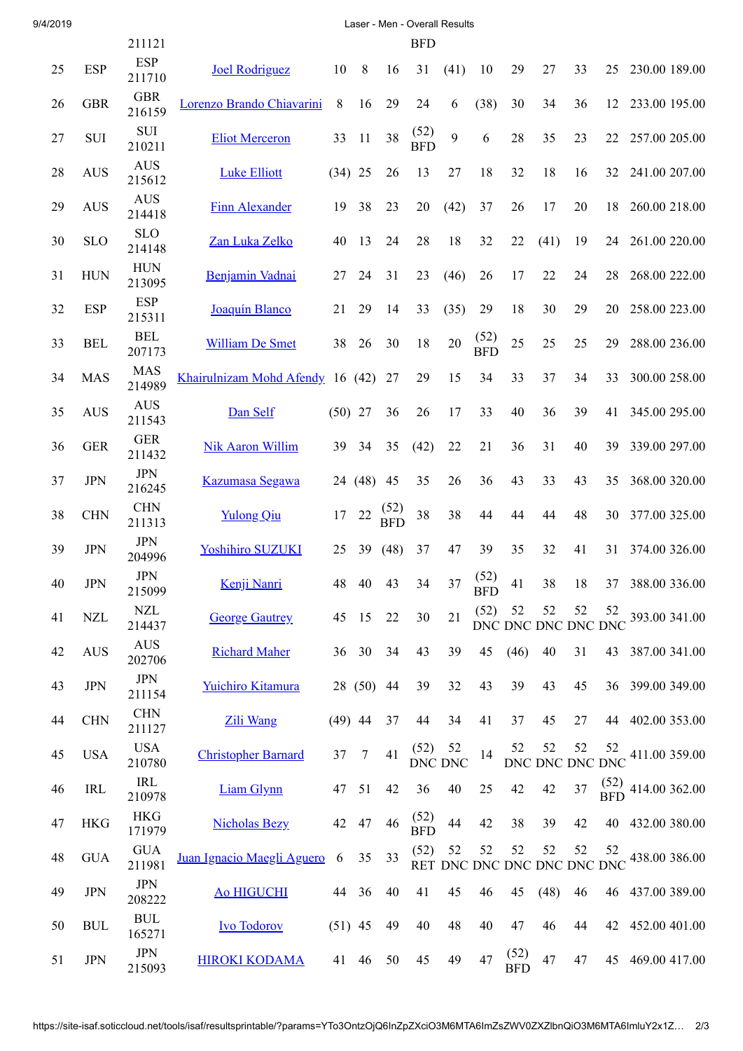| | | 211121 | | | | | BFD | | | | | | | | |
|---|---|---|---|---|---|---|---|---|---|---|---|---|---|---|---|
| 25 | ESP | ESP 211710 | Joel Rodriguez | 10 | 8 | 16 | 31 | (41) | 10 | 29 | 27 | 33 | 25 | 230.00 | 189.00 |
| 26 | GBR | GBR 216159 | Lorenzo Brando Chiavarini | 8 | 16 | 29 | 24 | 6 | (38) | 30 | 34 | 36 | 12 | 233.00 | 195.00 |
| 27 | SUI | SUI 210211 | Eliot Merceron | 33 | 11 | 38 | (52) BFD | 9 | 6 | 28 | 35 | 23 | 22 | 257.00 | 205.00 |
| 28 | AUS | AUS 215612 | Luke Elliott | (34) | 25 | 26 | 13 | 27 | 18 | 32 | 18 | 16 | 32 | 241.00 | 207.00 |
| 29 | AUS | AUS 214418 | Finn Alexander | 19 | 38 | 23 | 20 | (42) | 37 | 26 | 17 | 20 | 18 | 260.00 | 218.00 |
| 30 | SLO | SLO 214148 | Zan Luka Zelko | 40 | 13 | 24 | 28 | 18 | 32 | 22 | (41) | 19 | 24 | 261.00 | 220.00 |
| 31 | HUN | HUN 213095 | Benjamin Vadnai | 27 | 24 | 31 | 23 | (46) | 26 | 17 | 22 | 24 | 28 | 268.00 | 222.00 |
| 32 | ESP | ESP 215311 | Joaquín Blanco | 21 | 29 | 14 | 33 | (35) | 29 | 18 | 30 | 29 | 20 | 258.00 | 223.00 |
| 33 | BEL | BEL 207173 | William De Smet | 38 | 26 | 30 | 18 | 20 | (52) BFD | 25 | 25 | 25 | 29 | 288.00 | 236.00 |
| 34 | MAS | MAS 214989 | Khairulnizam Mohd Afendy | 16 | (42) | 27 | 29 | 15 | 34 | 33 | 37 | 34 | 33 | 300.00 | 258.00 |
| 35 | AUS | AUS 211543 | Dan Self | (50) | 27 | 36 | 26 | 17 | 33 | 40 | 36 | 39 | 41 | 345.00 | 295.00 |
| 36 | GER | GER 211432 | Nik Aaron Willim | 39 | 34 | 35 | (42) | 22 | 21 | 36 | 31 | 40 | 39 | 339.00 | 297.00 |
| 37 | JPN | JPN 216245 | Kazumasa Segawa | 24 | (48) | 45 | 35 | 26 | 36 | 43 | 33 | 43 | 35 | 368.00 | 320.00 |
| 38 | CHN | CHN 211313 | Yulong Qiu | 17 | 22 | (52) BFD | 38 | 38 | 44 | 44 | 44 | 48 | 30 | 377.00 | 325.00 |
| 39 | JPN | JPN 204996 | Yoshihiro SUZUKI | 25 | 39 | (48) | 37 | 47 | 39 | 35 | 32 | 41 | 31 | 374.00 | 326.00 |
| 40 | JPN | JPN 215099 | Kenji Nanri | 48 | 40 | 43 | 34 | 37 | (52) BFD | 41 | 38 | 18 | 37 | 388.00 | 336.00 |
| 41 | NZL | NZL 214437 | George Gautrey | 45 | 15 | 22 | 30 | 21 | (52) DNC | 52 DNC | 52 DNC | 52 DNC | 52 DNC | 393.00 | 341.00 |
| 42 | AUS | AUS 202706 | Richard Maher | 36 | 30 | 34 | 43 | 39 | 45 | (46) | 40 | 31 | 43 | 387.00 | 341.00 |
| 43 | JPN | JPN 211154 | Yuichiro Kitamura | 28 | (50) | 44 | 39 | 32 | 43 | 39 | 43 | 45 | 36 | 399.00 | 349.00 |
| 44 | CHN | CHN 211127 | Zili Wang | (49) | 44 | 37 | 44 | 34 | 41 | 37 | 45 | 27 | 44 | 402.00 | 353.00 |
| 45 | USA | USA 210780 | Christopher Barnard | 37 | 7 | 41 | (52) DNC | 52 DNC | 14 | 52 DNC | 52 DNC | 52 DNC | 52 DNC | 411.00 | 359.00 |
| 46 | IRL | IRL 210978 | Liam Glynn | 47 | 51 | 42 | 36 | 40 | 25 | 42 | 42 | 37 | (52) BFD | 414.00 | 362.00 |
| 47 | HKG | HKG 171979 | Nicholas Bezy | 42 | 47 | 46 | (52) BFD | 44 | 42 | 38 | 39 | 42 | 40 | 432.00 | 380.00 |
| 48 | GUA | GUA 211981 | Juan Ignacio Maegli Aguero | 6 | 35 | 33 | (52) RET | 52 DNC | 52 DNC | 52 DNC | 52 DNC | 52 DNC | 52 DNC | 438.00 | 386.00 |
| 49 | JPN | JPN 208222 | Ao HIGUCHI | 44 | 36 | 40 | 41 | 45 | 46 | 45 | (48) | 46 | 46 | 437.00 | 389.00 |
| 50 | BUL | BUL 165271 | Ivo Todorov | (51) | 45 | 49 | 40 | 48 | 40 | 47 | 46 | 44 | 42 | 452.00 | 401.00 |
| 51 | JPN | JPN 215093 | HIROKI KODAMA | 41 | 46 | 50 | 45 | 49 | 47 | (52) BFD | 47 | 47 | 45 | 469.00 | 417.00 |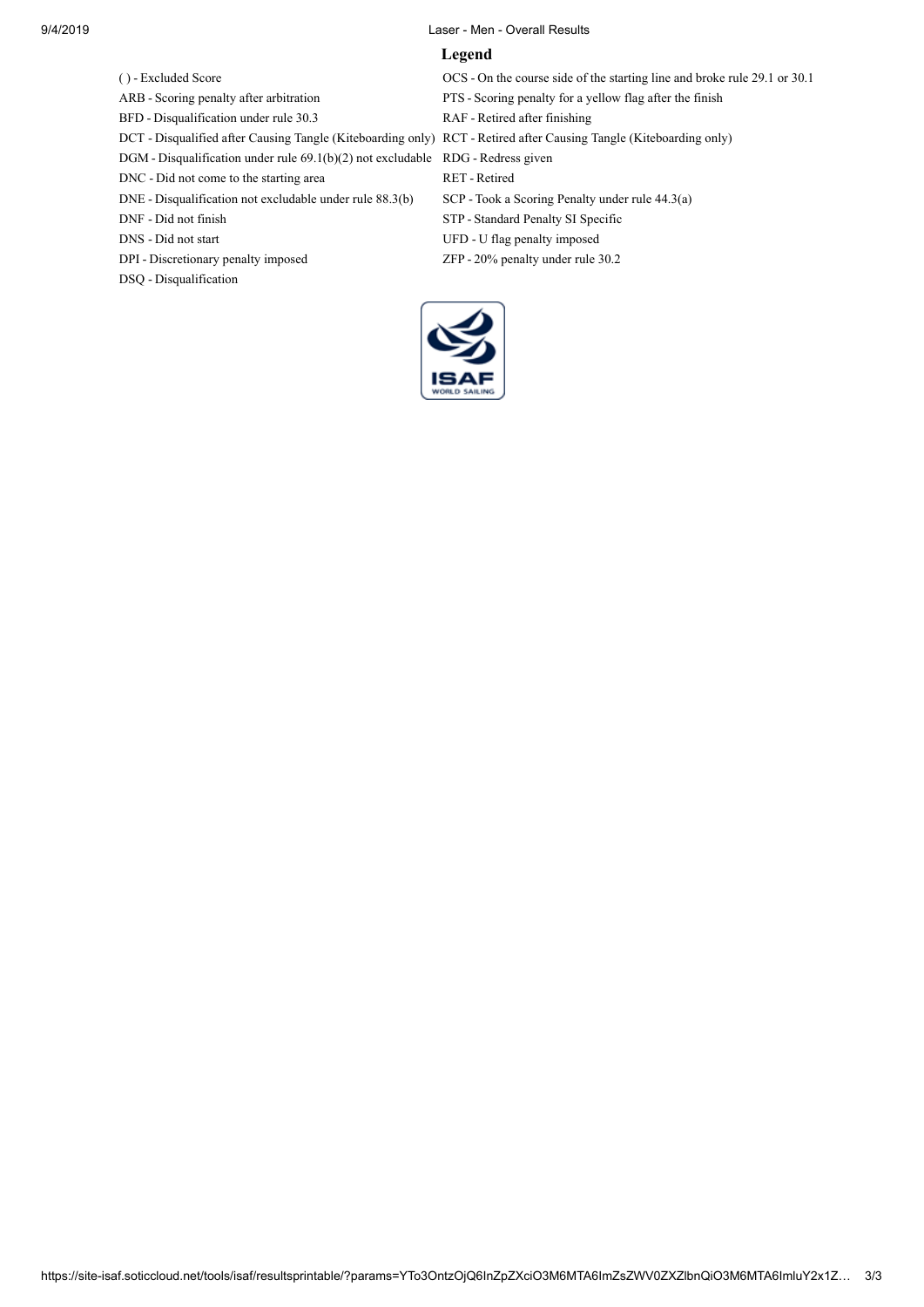## Legend

| | |
|---|---|
| ( ) - Excluded Score | OCS - On the course side of the starting line and broke rule 29.1 or 30.1 |
| ARB - Scoring penalty after arbitration | PTS - Scoring penalty for a yellow flag after the finish |
| BFD - Disqualification under rule 30.3 | RAF - Retired after finishing |
| DCT - Disqualified after Causing Tangle (Kiteboarding only) | RCT - Retired after Causing Tangle (Kiteboarding only) |
| DGM - Disqualification under rule 69.1(b)(2) not excludable | RDG - Redress given |
| DNC - Did not come to the starting area | RET - Retired |
| DNE - Disqualification not excludable under rule 88.3(b) | SCP - Took a Scoring Penalty under rule 44.3(a) |
| DNF - Did not finish | STP - Standard Penalty SI Specific |
| DNS - Did not start | UFD - U flag penalty imposed |
| DPI - Discretionary penalty imposed | ZFP - 20% penalty under rule 30.2 |
| DSQ - Disqualification | |

ISAF
WORLD SAILING